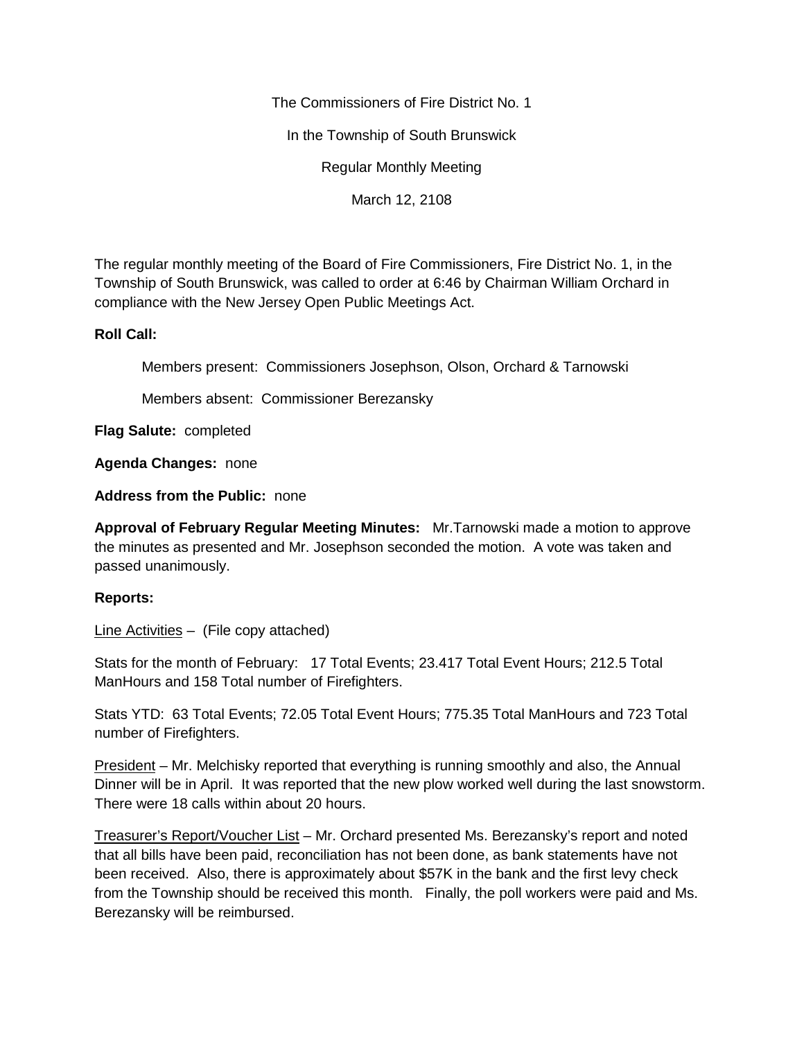The Commissioners of Fire District No. 1

In the Township of South Brunswick

Regular Monthly Meeting

March 12, 2108

The regular monthly meeting of the Board of Fire Commissioners, Fire District No. 1, in the Township of South Brunswick, was called to order at 6:46 by Chairman William Orchard in compliance with the New Jersey Open Public Meetings Act.

**Roll Call:**

Members present: Commissioners Josephson, Olson, Orchard & Tarnowski

Members absent: Commissioner Berezansky

**Flag Salute:** completed

**Agenda Changes:** none

**Address from the Public:** none

**Approval of February Regular Meeting Minutes:** Mr.Tarnowski made a motion to approve the minutes as presented and Mr. Josephson seconded the motion. A vote was taken and passed unanimously.

**Reports:**

Line Activities – (File copy attached)

Stats for the month of February: 17 Total Events; 23.417 Total Event Hours; 212.5 Total ManHours and 158 Total number of Firefighters.

Stats YTD: 63 Total Events; 72.05 Total Event Hours; 775.35 Total ManHours and 723 Total number of Firefighters.

President – Mr. Melchisky reported that everything is running smoothly and also, the Annual Dinner will be in April. It was reported that the new plow worked well during the last snowstorm. There were 18 calls within about 20 hours.

Treasurer's Report/Voucher List – Mr. Orchard presented Ms. Berezansky's report and noted that all bills have been paid, reconciliation has not been done, as bank statements have not been received. Also, there is approximately about $57K in the bank and the first levy check from the Township should be received this month. Finally, the poll workers were paid and Ms. Berezansky will be reimbursed.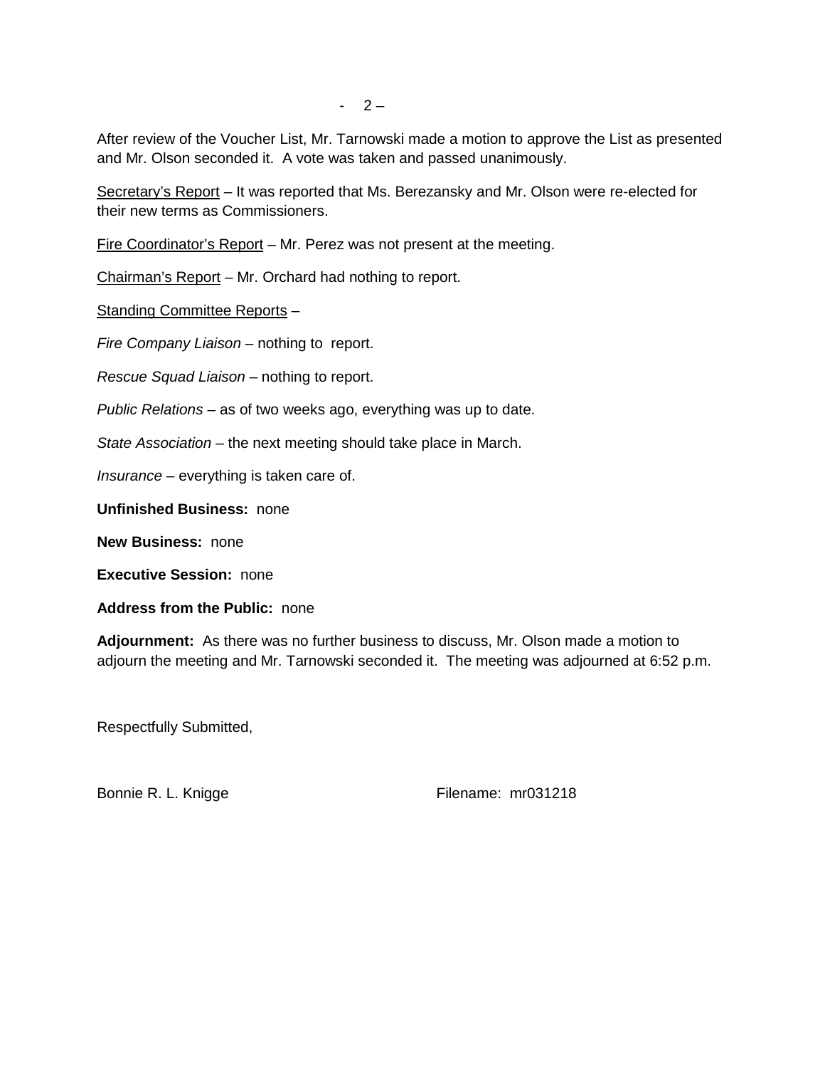After review of the Voucher List, Mr. Tarnowski made a motion to approve the List as presented and Mr. Olson seconded it. A vote was taken and passed unanimously.

Secretary's Report – It was reported that Ms. Berezansky and Mr. Olson were re-elected for their new terms as Commissioners.

Fire Coordinator's Report – Mr. Perez was not present at the meeting.

Chairman's Report – Mr. Orchard had nothing to report.

Standing Committee Reports –

*Fire Company Liaison* – nothing to report.

*Rescue Squad Liaison* – nothing to report.

*Public Relations* – as of two weeks ago, everything was up to date.

*State Association* – the next meeting should take place in March.

*Insurance* – everything is taken care of.

**Unfinished Business:** none

**New Business:** none

**Executive Session:** none

**Address from the Public:** none

**Adjournment:** As there was no further business to discuss, Mr. Olson made a motion to adjourn the meeting and Mr. Tarnowski seconded it. The meeting was adjourned at 6:52 p.m.

Respectfully Submitted,

Bonnie R. L. Knigge

Filename: mr031218